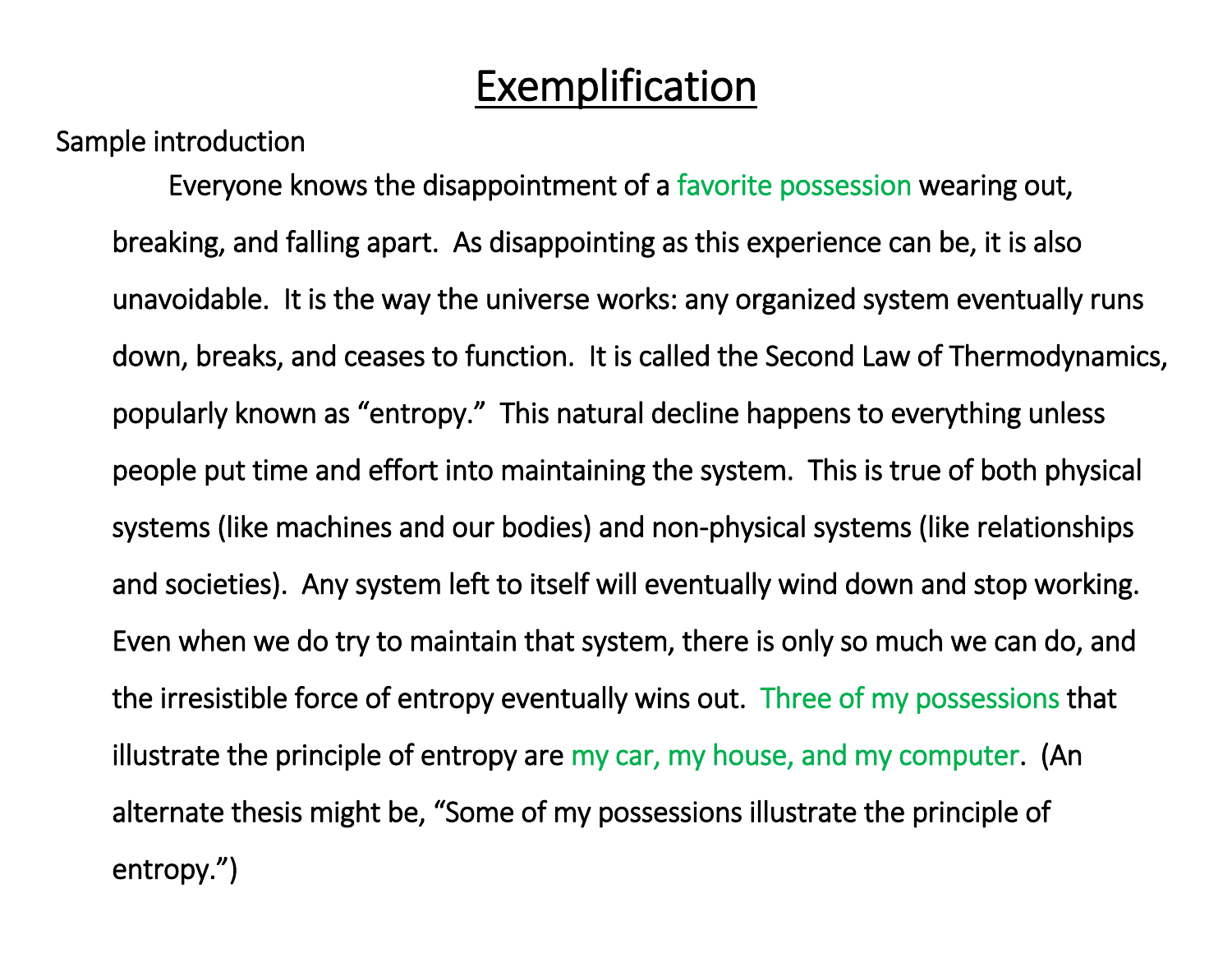# Exemplification

Sample introduction

Everyone knows the disappointment of a favorite possession wearing out, breaking, and falling apart. As disappointing as this experience can be, it is also unavoidable. It is the way the universe works: any organized system eventually runs down, breaks, and ceases to function. It is called the Second Law of Thermodynamics, popularly known as "entropy." This natural decline happens to everything unless people put time and effort into maintaining the system. This is true of both physical systems (like machines and our bodies) and non-physical systems (like relationships and societies). Any system left to itself will eventually wind down and stop working. Even when we do try to maintain that system, there is only so much we can do, and the irresistible force of entropy eventually wins out. Three of my possessions that illustrate the principle of entropy are my car, my house, and my computer. (An alternate thesis might be, "Some of my possessions illustrate the principle of entropy.")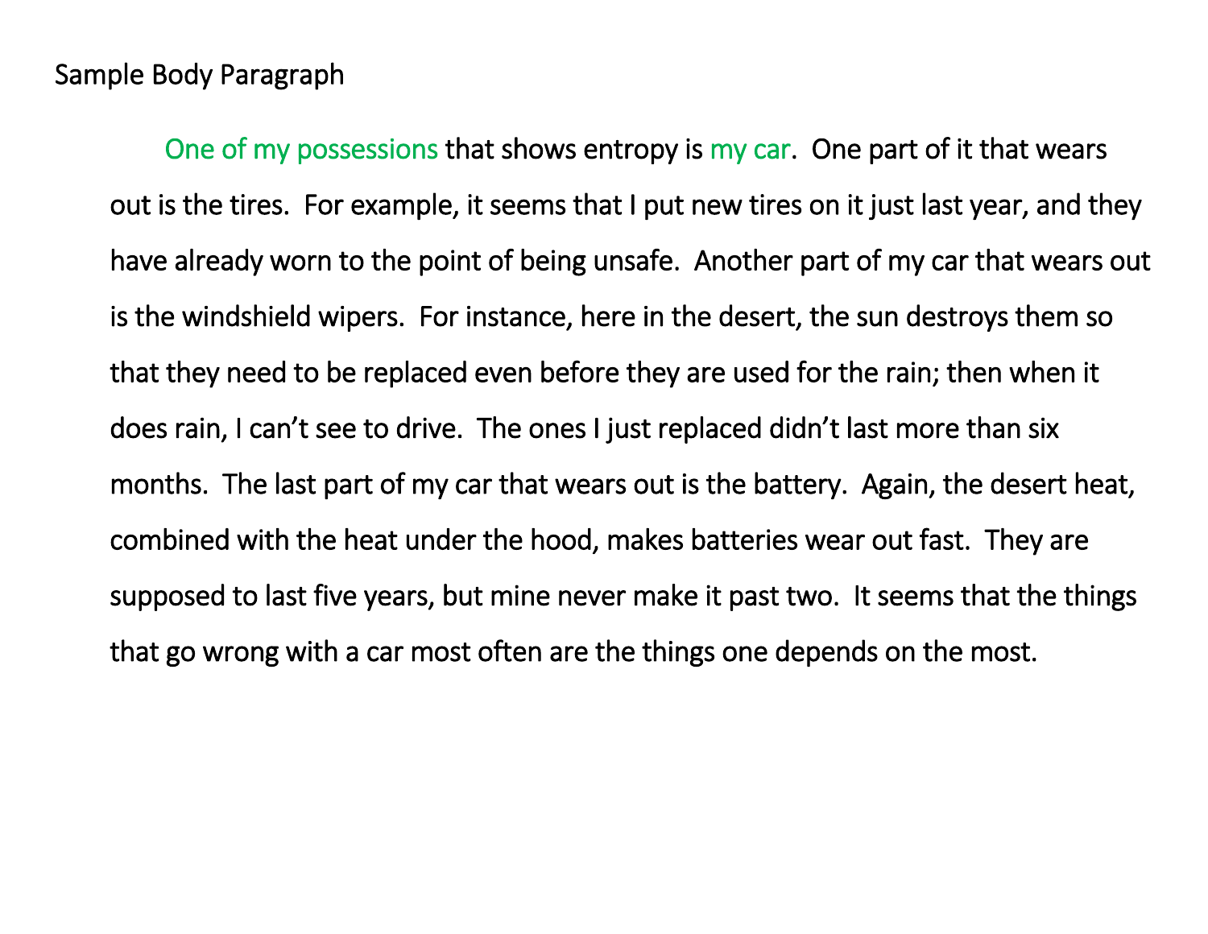Sample Body Paragraph

One of my possessions that shows entropy is my car.  One part of it that wears out is the tires.  For example, it seems that I put new tires on it just last year, and they have already worn to the point of being unsafe.  Another part of my car that wears out is the windshield wipers.  For instance, here in the desert, the sun destroys them so that they need to be replaced even before they are used for the rain; then when it does rain, I can't see to drive.  The ones I just replaced didn't last more than six months.  The last part of my car that wears out is the battery.  Again, the desert heat, combined with the heat under the hood, makes batteries wear out fast.  They are supposed to last five years, but mine never make it past two.  It seems that the things that go wrong with a car most often are the things one depends on the most.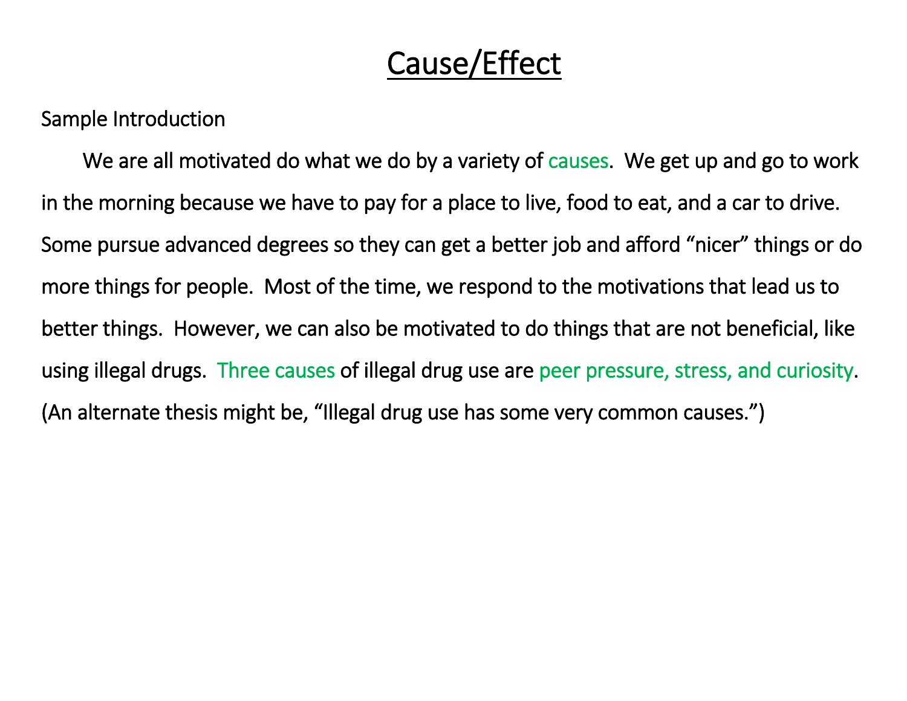# Cause/Effect

Sample Introduction

We are all motivated do what we do by a variety of causes. We get up and go to work in the morning because we have to pay for a place to live, food to eat, and a car to drive. Some pursue advanced degrees so they can get a better job and afford "nicer" things or do more things for people. Most of the time, we respond to the motivations that lead us to better things. However, we can also be motivated to do things that are not beneficial, like using illegal drugs. Three causes of illegal drug use are peer pressure, stress, and curiosity. (An alternate thesis might be, "Illegal drug use has some very common causes.")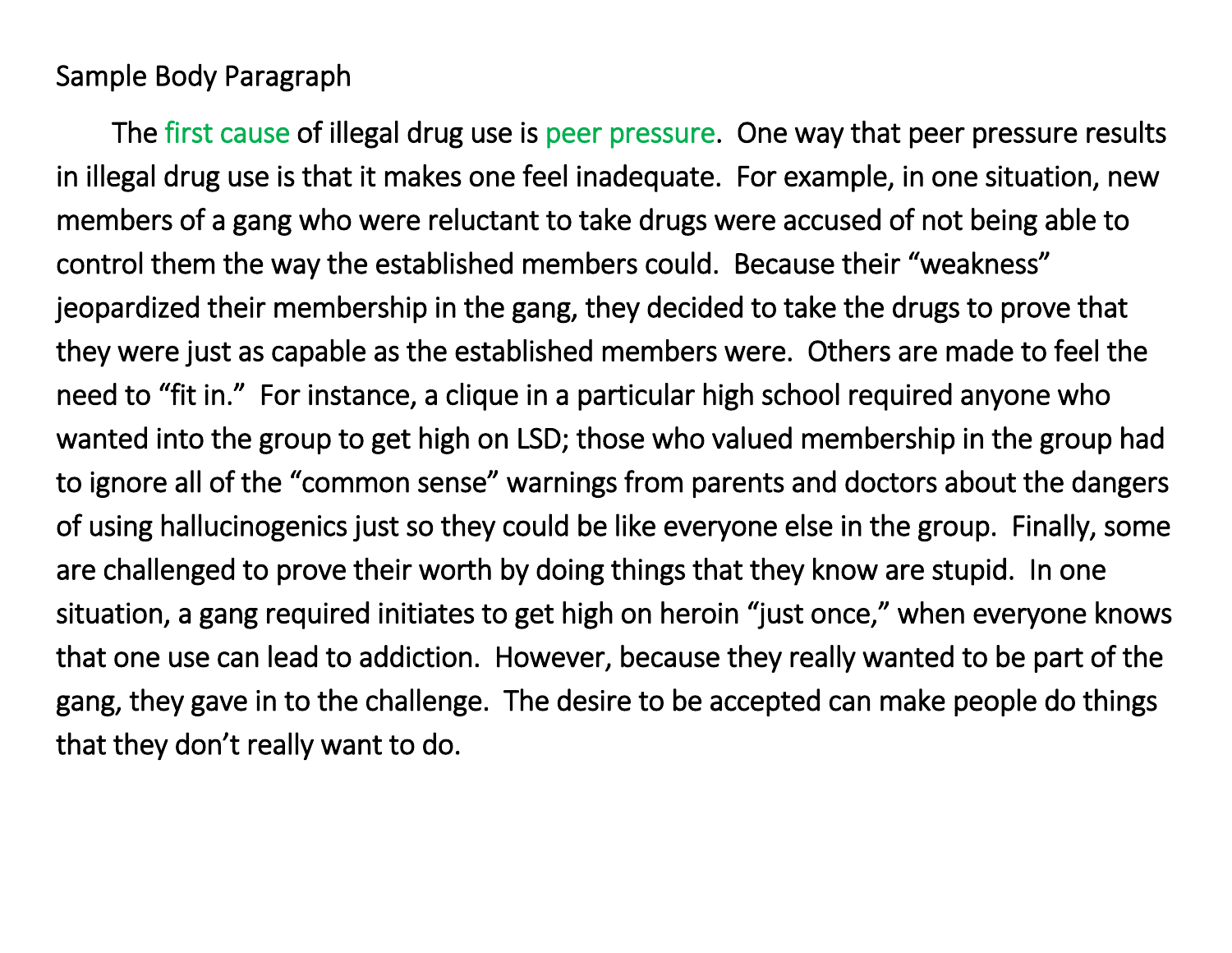Sample Body Paragraph

The first cause of illegal drug use is peer pressure. One way that peer pressure results in illegal drug use is that it makes one feel inadequate. For example, in one situation, new members of a gang who were reluctant to take drugs were accused of not being able to control them the way the established members could. Because their "weakness" jeopardized their membership in the gang, they decided to take the drugs to prove that they were just as capable as the established members were. Others are made to feel the need to "fit in." For instance, a clique in a particular high school required anyone who wanted into the group to get high on LSD; those who valued membership in the group had to ignore all of the "common sense" warnings from parents and doctors about the dangers of using hallucinogenics just so they could be like everyone else in the group. Finally, some are challenged to prove their worth by doing things that they know are stupid. In one situation, a gang required initiates to get high on heroin "just once," when everyone knows that one use can lead to addiction. However, because they really wanted to be part of the gang, they gave in to the challenge. The desire to be accepted can make people do things that they don't really want to do.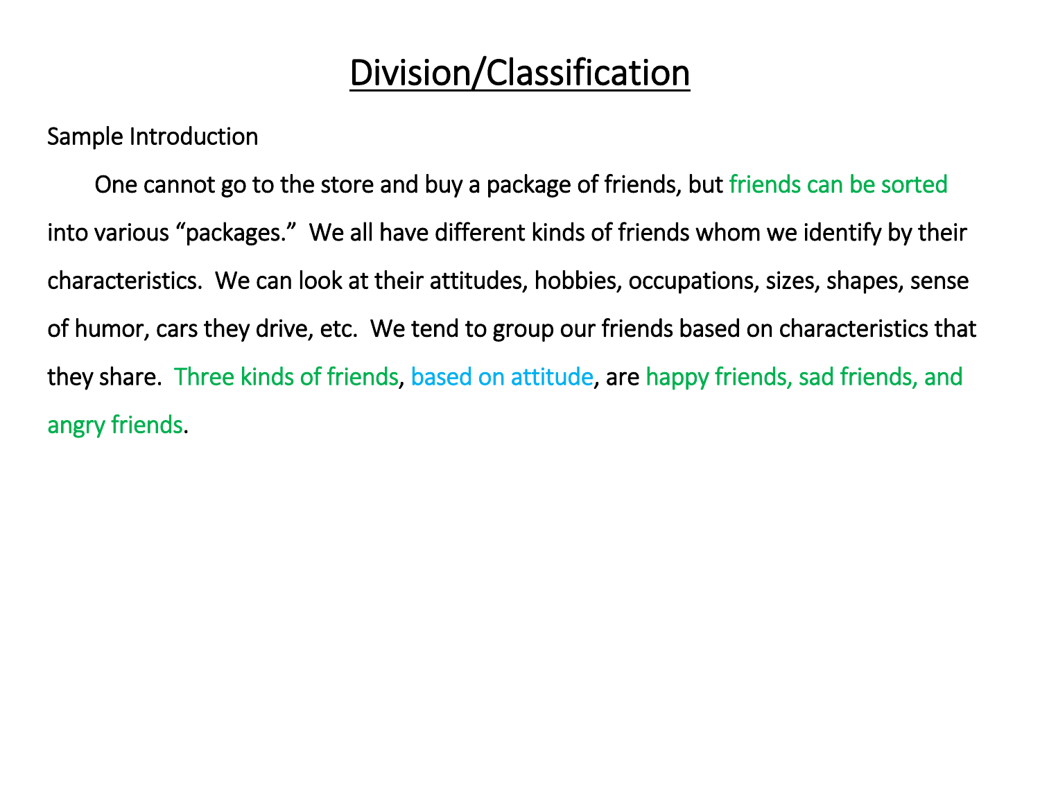# Division/Classification

Sample Introduction

One cannot go to the store and buy a package of friends, but friends can be sorted into various "packages." We all have different kinds of friends whom we identify by their characteristics. We can look at their attitudes, hobbies, occupations, sizes, shapes, sense of humor, cars they drive, etc. We tend to group our friends based on characteristics that they share. Three kinds of friends, based on attitude, are happy friends, sad friends, and angry friends.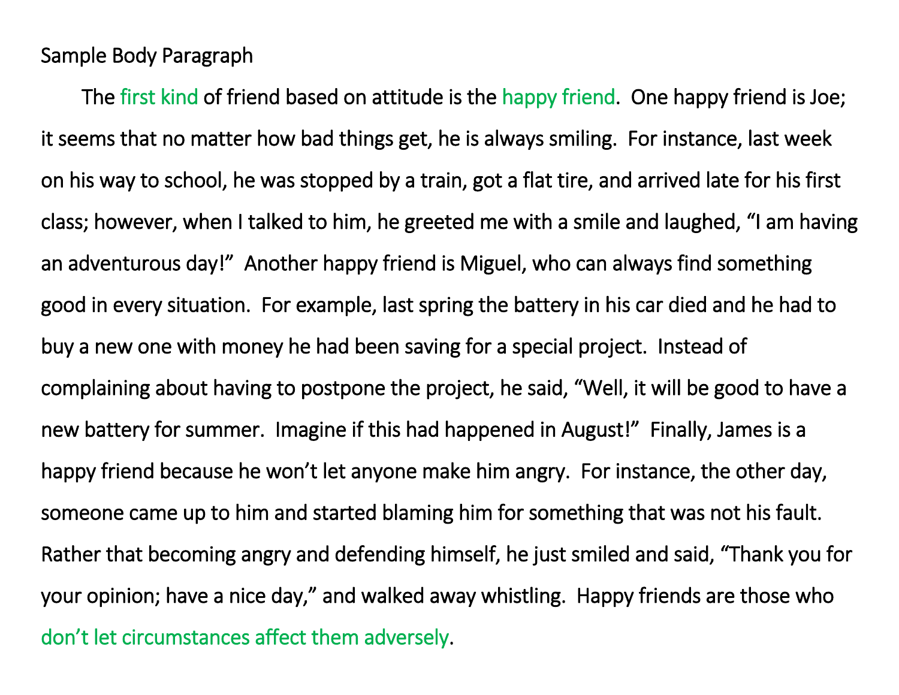Sample Body Paragraph

The first kind of friend based on attitude is the happy friend. One happy friend is Joe; it seems that no matter how bad things get, he is always smiling. For instance, last week on his way to school, he was stopped by a train, got a flat tire, and arrived late for his first class; however, when I talked to him, he greeted me with a smile and laughed, "I am having an adventurous day!" Another happy friend is Miguel, who can always find something good in every situation. For example, last spring the battery in his car died and he had to buy a new one with money he had been saving for a special project. Instead of complaining about having to postpone the project, he said, "Well, it will be good to have a new battery for summer. Imagine if this had happened in August!" Finally, James is a happy friend because he won't let anyone make him angry. For instance, the other day, someone came up to him and started blaming him for something that was not his fault. Rather that becoming angry and defending himself, he just smiled and said, "Thank you for your opinion; have a nice day," and walked away whistling. Happy friends are those who don't let circumstances affect them adversely.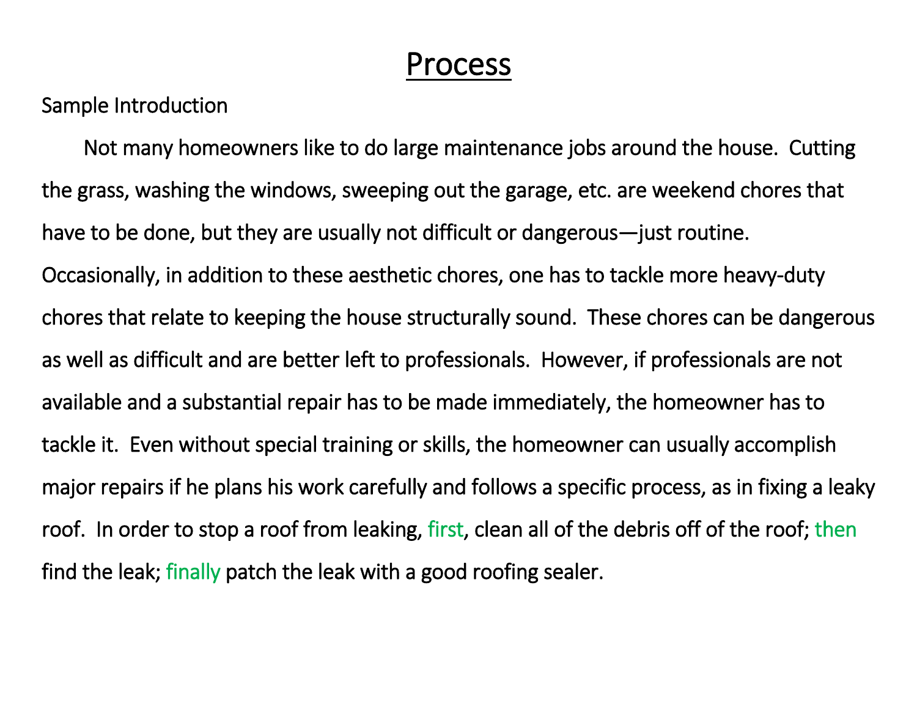# Process

Sample Introduction

Not many homeowners like to do large maintenance jobs around the house. Cutting the grass, washing the windows, sweeping out the garage, etc. are weekend chores that have to be done, but they are usually not difficult or dangerous—just routine. Occasionally, in addition to these aesthetic chores, one has to tackle more heavy-duty chores that relate to keeping the house structurally sound. These chores can be dangerous as well as difficult and are better left to professionals. However, if professionals are not available and a substantial repair has to be made immediately, the homeowner has to tackle it. Even without special training or skills, the homeowner can usually accomplish major repairs if he plans his work carefully and follows a specific process, as in fixing a leaky roof. In order to stop a roof from leaking, first, clean all of the debris off of the roof; then find the leak; finally patch the leak with a good roofing sealer.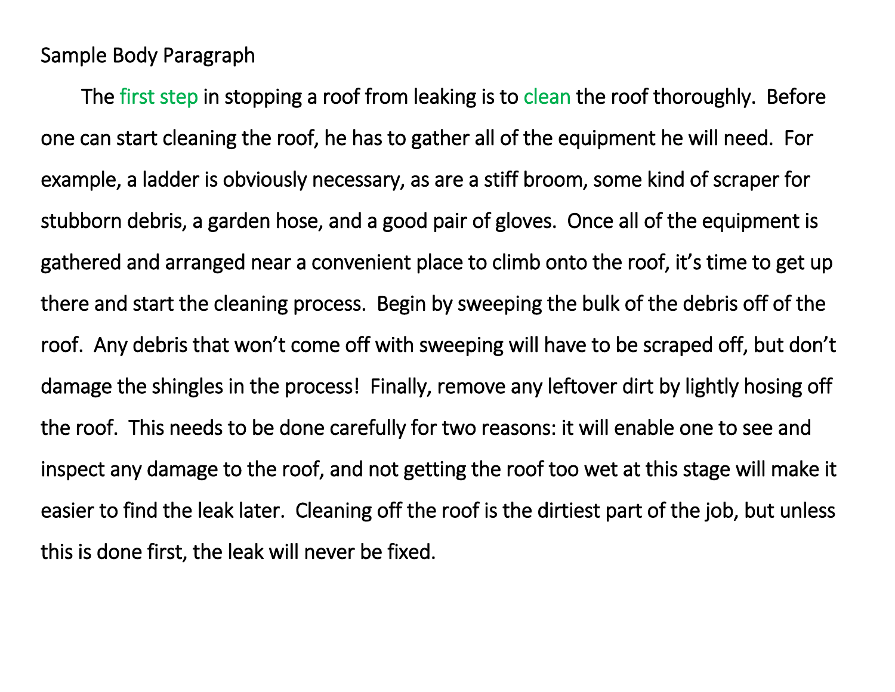Sample Body Paragraph

The first step in stopping a roof from leaking is to clean the roof thoroughly. Before one can start cleaning the roof, he has to gather all of the equipment he will need. For example, a ladder is obviously necessary, as are a stiff broom, some kind of scraper for stubborn debris, a garden hose, and a good pair of gloves. Once all of the equipment is gathered and arranged near a convenient place to climb onto the roof, it's time to get up there and start the cleaning process. Begin by sweeping the bulk of the debris off of the roof. Any debris that won't come off with sweeping will have to be scraped off, but don't damage the shingles in the process! Finally, remove any leftover dirt by lightly hosing off the roof. This needs to be done carefully for two reasons: it will enable one to see and inspect any damage to the roof, and not getting the roof too wet at this stage will make it easier to find the leak later. Cleaning off the roof is the dirtiest part of the job, but unless this is done first, the leak will never be fixed.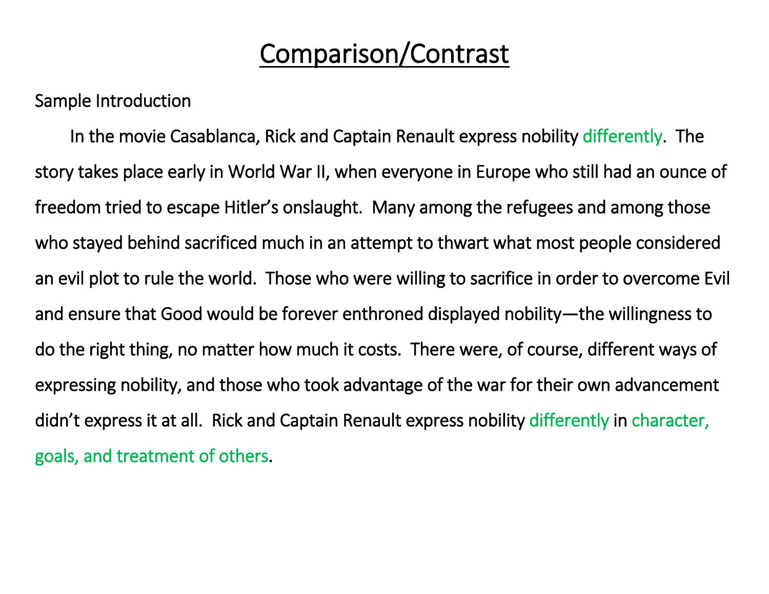# Comparison/Contrast

Sample Introduction

In the movie Casablanca, Rick and Captain Renault express nobility differently. The story takes place early in World War II, when everyone in Europe who still had an ounce of freedom tried to escape Hitler's onslaught. Many among the refugees and among those who stayed behind sacrificed much in an attempt to thwart what most people considered an evil plot to rule the world. Those who were willing to sacrifice in order to overcome Evil and ensure that Good would be forever enthroned displayed nobility—the willingness to do the right thing, no matter how much it costs. There were, of course, different ways of expressing nobility, and those who took advantage of the war for their own advancement didn't express it at all. Rick and Captain Renault express nobility differently in character, goals, and treatment of others.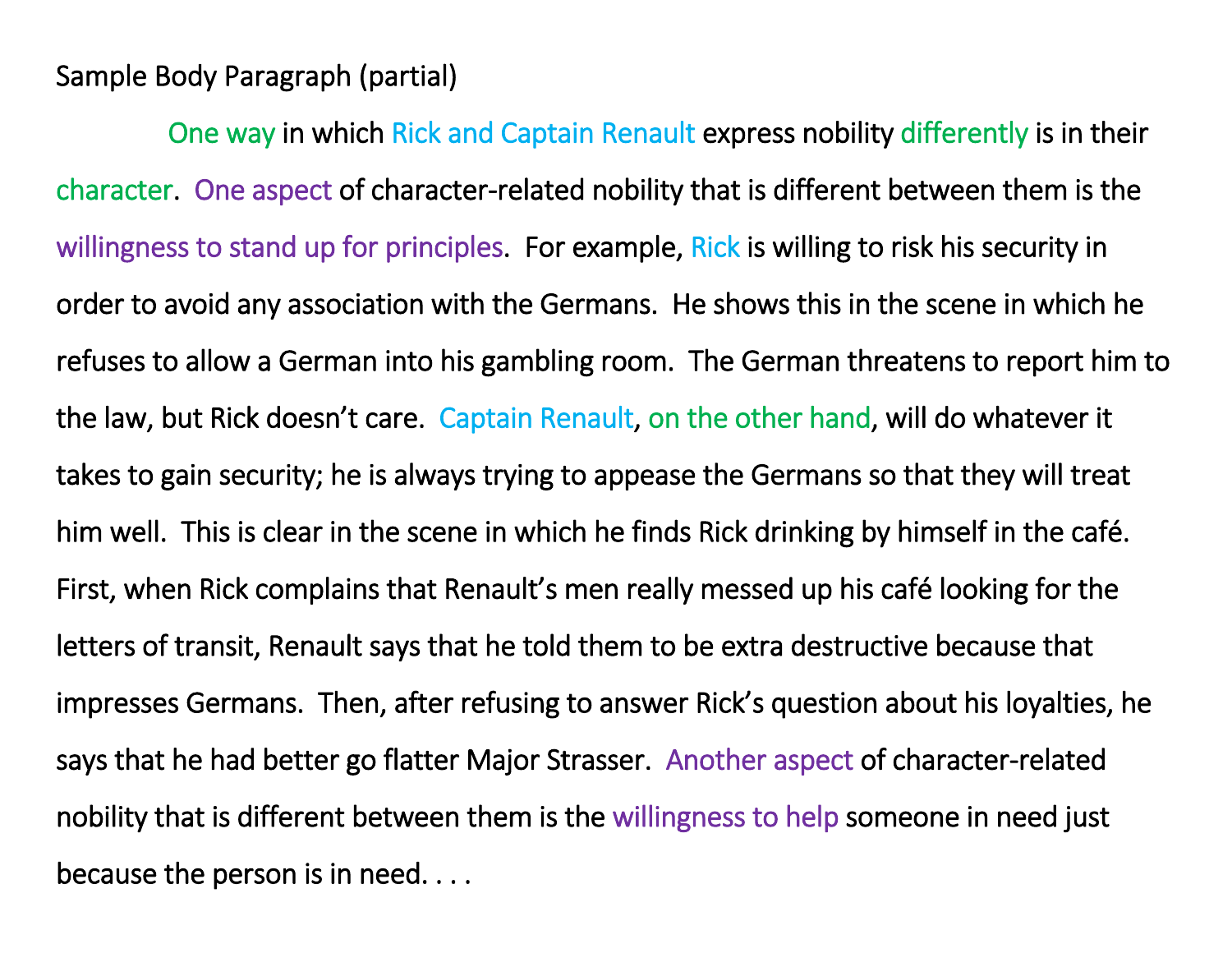Sample Body Paragraph (partial)

One way in which Rick and Captain Renault express nobility differently is in their character. One aspect of character-related nobility that is different between them is the willingness to stand up for principles. For example, Rick is willing to risk his security in order to avoid any association with the Germans. He shows this in the scene in which he refuses to allow a German into his gambling room. The German threatens to report him to the law, but Rick doesn't care. Captain Renault, on the other hand, will do whatever it takes to gain security; he is always trying to appease the Germans so that they will treat him well. This is clear in the scene in which he finds Rick drinking by himself in the café. First, when Rick complains that Renault's men really messed up his café looking for the letters of transit, Renault says that he told them to be extra destructive because that impresses Germans. Then, after refusing to answer Rick's question about his loyalties, he says that he had better go flatter Major Strasser. Another aspect of character-related nobility that is different between them is the willingness to help someone in need just because the person is in need. . . .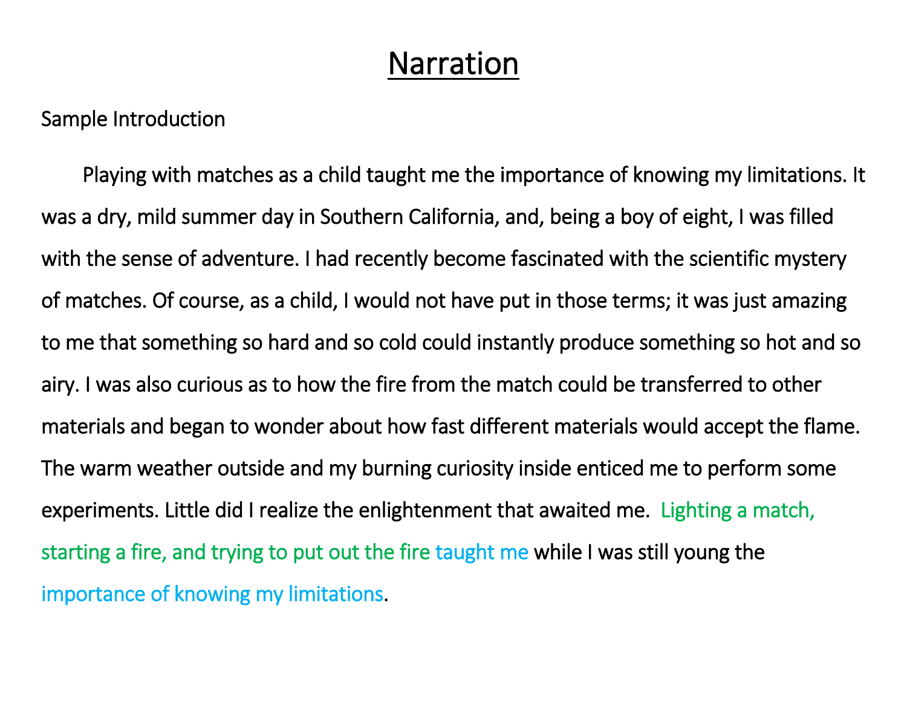# Narration

Sample Introduction

Playing with matches as a child taught me the importance of knowing my limitations. It was a dry, mild summer day in Southern California, and, being a boy of eight, I was filled with the sense of adventure. I had recently become fascinated with the scientific mystery of matches. Of course, as a child, I would not have put in those terms; it was just amazing to me that something so hard and so cold could instantly produce something so hot and so airy. I was also curious as to how the fire from the match could be transferred to other materials and began to wonder about how fast different materials would accept the flame. The warm weather outside and my burning curiosity inside enticed me to perform some experiments. Little did I realize the enlightenment that awaited me. Lighting a match, starting a fire, and trying to put out the fire taught me while I was still young the importance of knowing my limitations.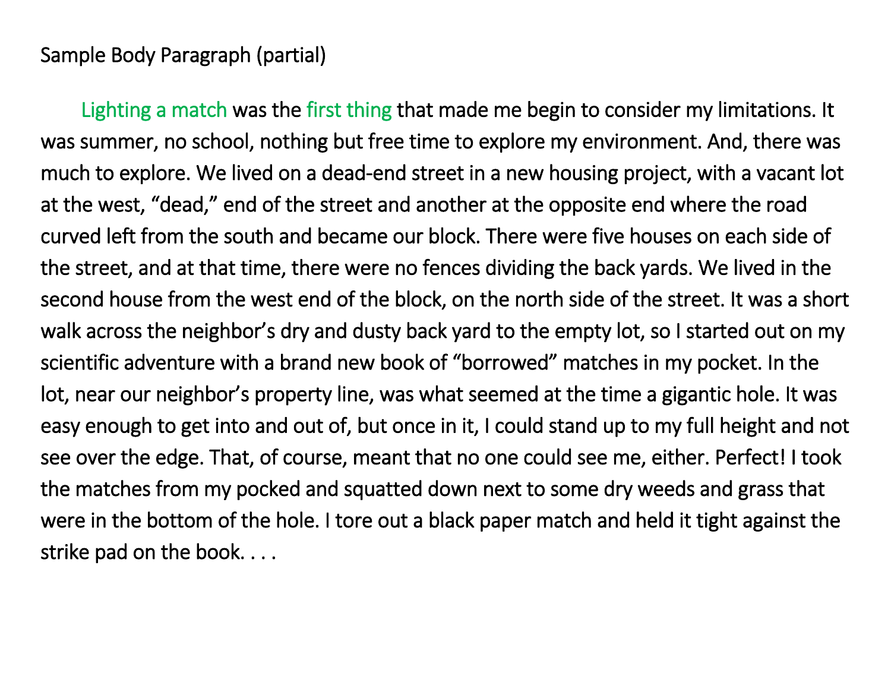Sample Body Paragraph (partial)

Lighting a match was the first thing that made me begin to consider my limitations. It was summer, no school, nothing but free time to explore my environment. And, there was much to explore. We lived on a dead-end street in a new housing project, with a vacant lot at the west, "dead," end of the street and another at the opposite end where the road curved left from the south and became our block. There were five houses on each side of the street, and at that time, there were no fences dividing the back yards. We lived in the second house from the west end of the block, on the north side of the street. It was a short walk across the neighbor's dry and dusty back yard to the empty lot, so I started out on my scientific adventure with a brand new book of "borrowed" matches in my pocket. In the lot, near our neighbor's property line, was what seemed at the time a gigantic hole. It was easy enough to get into and out of, but once in it, I could stand up to my full height and not see over the edge. That, of course, meant that no one could see me, either. Perfect! I took the matches from my pocked and squatted down next to some dry weeds and grass that were in the bottom of the hole. I tore out a black paper match and held it tight against the strike pad on the book. . . .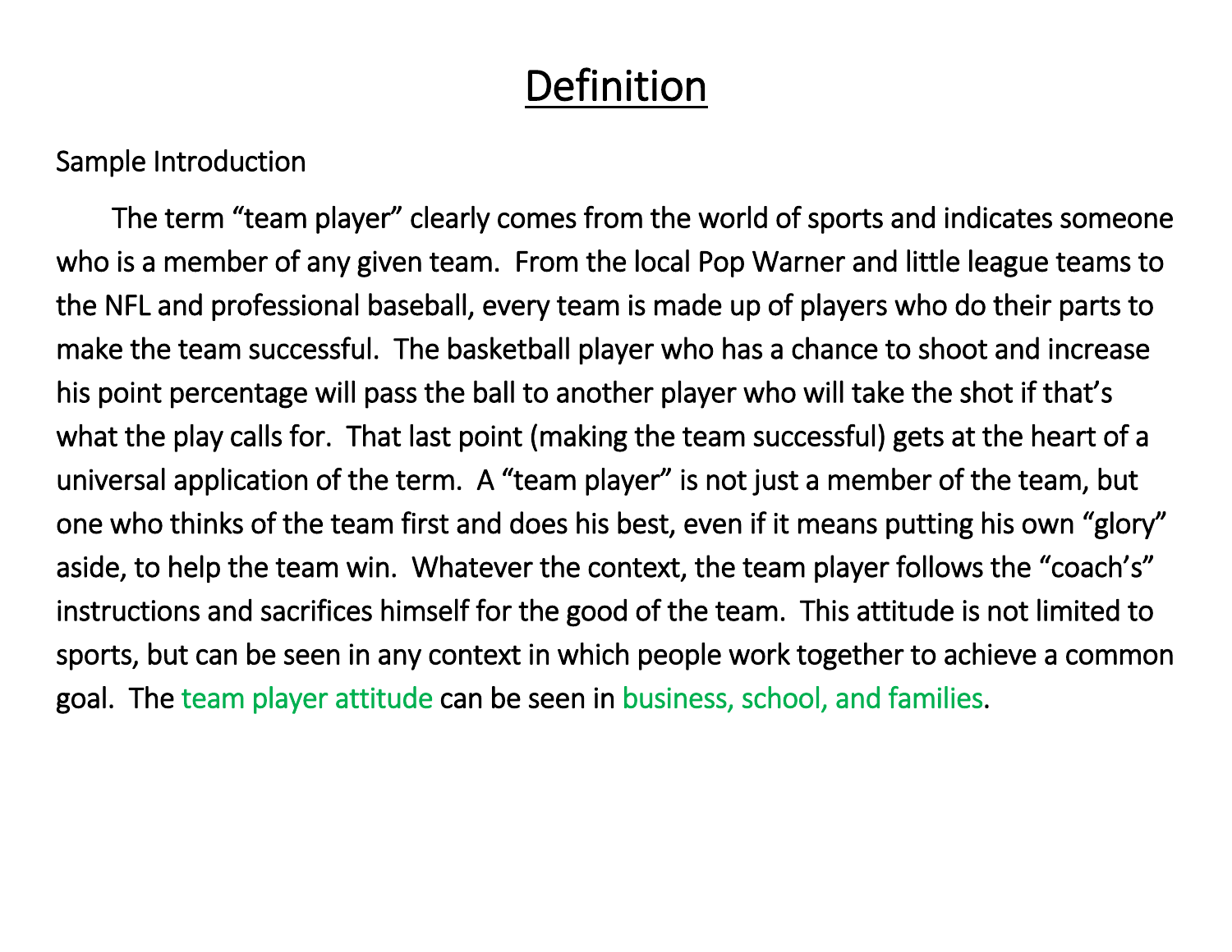# Definition

Sample Introduction

The term “team player” clearly comes from the world of sports and indicates someone who is a member of any given team.  From the local Pop Warner and little league teams to the NFL and professional baseball, every team is made up of players who do their parts to make the team successful.  The basketball player who has a chance to shoot and increase his point percentage will pass the ball to another player who will take the shot if that’s what the play calls for.  That last point (making the team successful) gets at the heart of a universal application of the term.  A “team player” is not just a member of the team, but one who thinks of the team first and does his best, even if it means putting his own “glory” aside, to help the team win.  Whatever the context, the team player follows the “coach’s” instructions and sacrifices himself for the good of the team.  This attitude is not limited to sports, but can be seen in any context in which people work together to achieve a common goal.  The team player attitude can be seen in business, school, and families.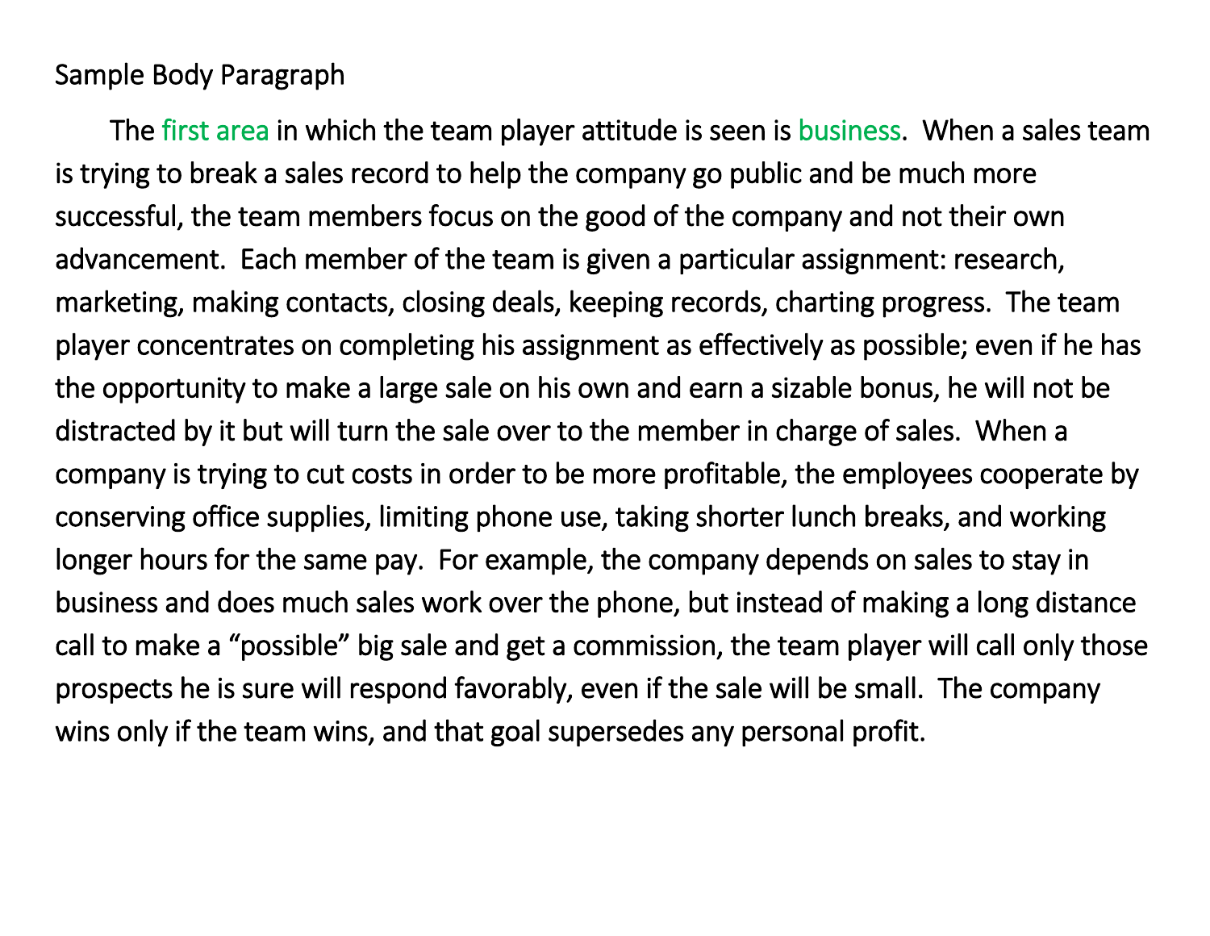Sample Body Paragraph

The first area in which the team player attitude is seen is business. When a sales team is trying to break a sales record to help the company go public and be much more successful, the team members focus on the good of the company and not their own advancement. Each member of the team is given a particular assignment: research, marketing, making contacts, closing deals, keeping records, charting progress. The team player concentrates on completing his assignment as effectively as possible; even if he has the opportunity to make a large sale on his own and earn a sizable bonus, he will not be distracted by it but will turn the sale over to the member in charge of sales. When a company is trying to cut costs in order to be more profitable, the employees cooperate by conserving office supplies, limiting phone use, taking shorter lunch breaks, and working longer hours for the same pay. For example, the company depends on sales to stay in business and does much sales work over the phone, but instead of making a long distance call to make a "possible" big sale and get a commission, the team player will call only those prospects he is sure will respond favorably, even if the sale will be small. The company wins only if the team wins, and that goal supersedes any personal profit.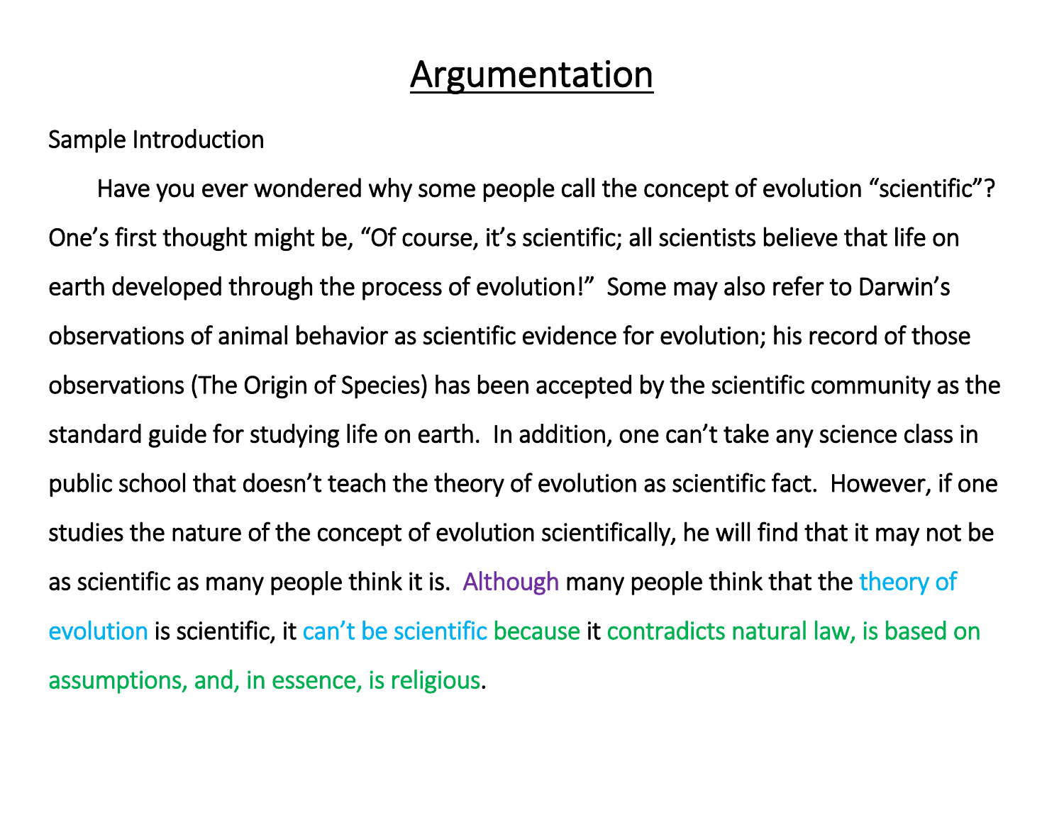# Argumentation

Sample Introduction

Have you ever wondered why some people call the concept of evolution "scientific"? One's first thought might be, "Of course, it's scientific; all scientists believe that life on earth developed through the process of evolution!" Some may also refer to Darwin's observations of animal behavior as scientific evidence for evolution; his record of those observations (The Origin of Species) has been accepted by the scientific community as the standard guide for studying life on earth. In addition, one can't take any science class in public school that doesn't teach the theory of evolution as scientific fact. However, if one studies the nature of the concept of evolution scientifically, he will find that it may not be as scientific as many people think it is. Although many people think that the theory of evolution is scientific, it can't be scientific because it contradicts natural law, is based on assumptions, and, in essence, is religious.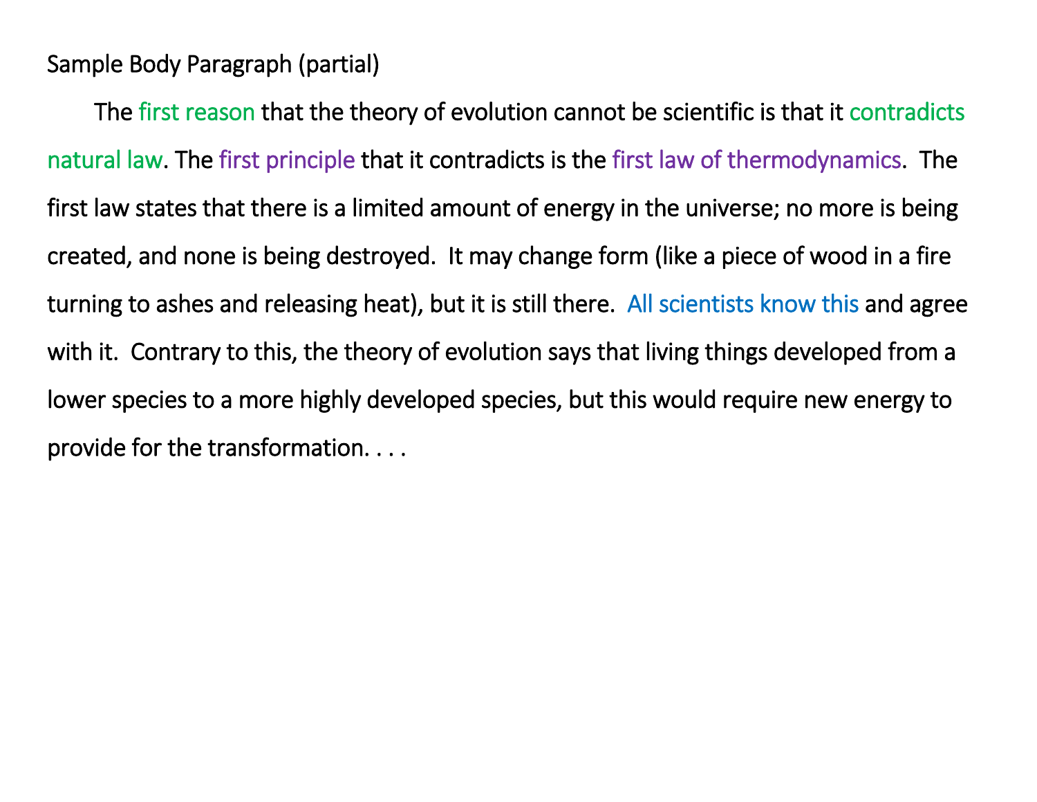Sample Body Paragraph (partial)

The first reason that the theory of evolution cannot be scientific is that it contradicts natural law. The first principle that it contradicts is the first law of thermodynamics. The first law states that there is a limited amount of energy in the universe; no more is being created, and none is being destroyed. It may change form (like a piece of wood in a fire turning to ashes and releasing heat), but it is still there. All scientists know this and agree with it. Contrary to this, the theory of evolution says that living things developed from a lower species to a more highly developed species, but this would require new energy to provide for the transformation. . . .